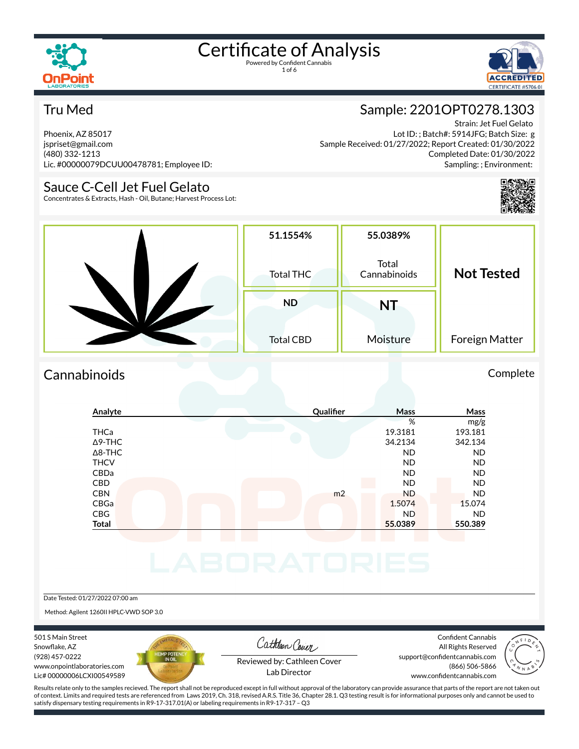# Certificate of Analysis

Powered by Confident Cannabis

## Tru Med

Phoenix, AZ 85017
jspriset@gmail.com
(480) 332-1213
Lic. #00000079DCUU00478781; Employee ID:

## Sample: 2201OPT0278.1303

Strain: Jet Fuel Gelato
Lot ID: ; Batch#: 5914JFG; Batch Size: g
Sample Received: 01/27/2022; Report Created: 01/30/2022
Completed Date: 01/30/2022
Sampling: ; Environment:

## Sauce C-Cell Jet Fuel Gelato

Concentrates & Extracts, Hash - Oil, Butane; Harvest Process Lot:

| Total THC | Total Cannabinoids | Foreign Matter |
|---|---|---|
| 51.1554% | 55.0389% | Not Tested |

| Total CBD | Moisture |
|---|---|
| ND | NT |

## Cannabinoids

Complete

| Analyte | Qualifier | Mass % | Mass mg/g |
|---|---|---|---|
| THCa | | 19.3181 | 193.181 |
| Δ9-THC | | 34.2134 | 342.134 |
| Δ8-THC | | ND | ND |
| THCV | | ND | ND |
| CBDa | | ND | ND |
| CBD | | ND | ND |
| CBN | m2 | ND | ND |
| CBGa | | 1.5074 | 15.074 |
| CBG | | ND | ND |
| **Total** | | **55.0389** | **550.389** |

Date Tested: 01/27/2022 07:00 am

Method: Agilent 1260II HPLC-VWD SOP 3.0

501 S Main Street
Snowflake, AZ
(928) 457-0222
www.onpointlaboratories.com
Lic# 00000006LCXI00549589

Reviewed by: Cathleen Cover
Lab Director

Confident Cannabis
All Rights Reserved
support@confidentcannabis.com
(866) 506-5866
www.confidentcannabis.com

Results relate only to the samples recieved. The report shall not be reproduced except in full without approval of the laboratory can provide assurance that parts of the report are not taken out of context. Limits and required tests are referenced from Laws 2019, Ch. 318, revised A.R.S. Title 36, Chapter 28.1. Q3 testing result is for informational purposes only and cannot be used to satisfy dispensary testing requirements in R9-17-317.01(A) or labeling requirements in R9-17-317 – Q3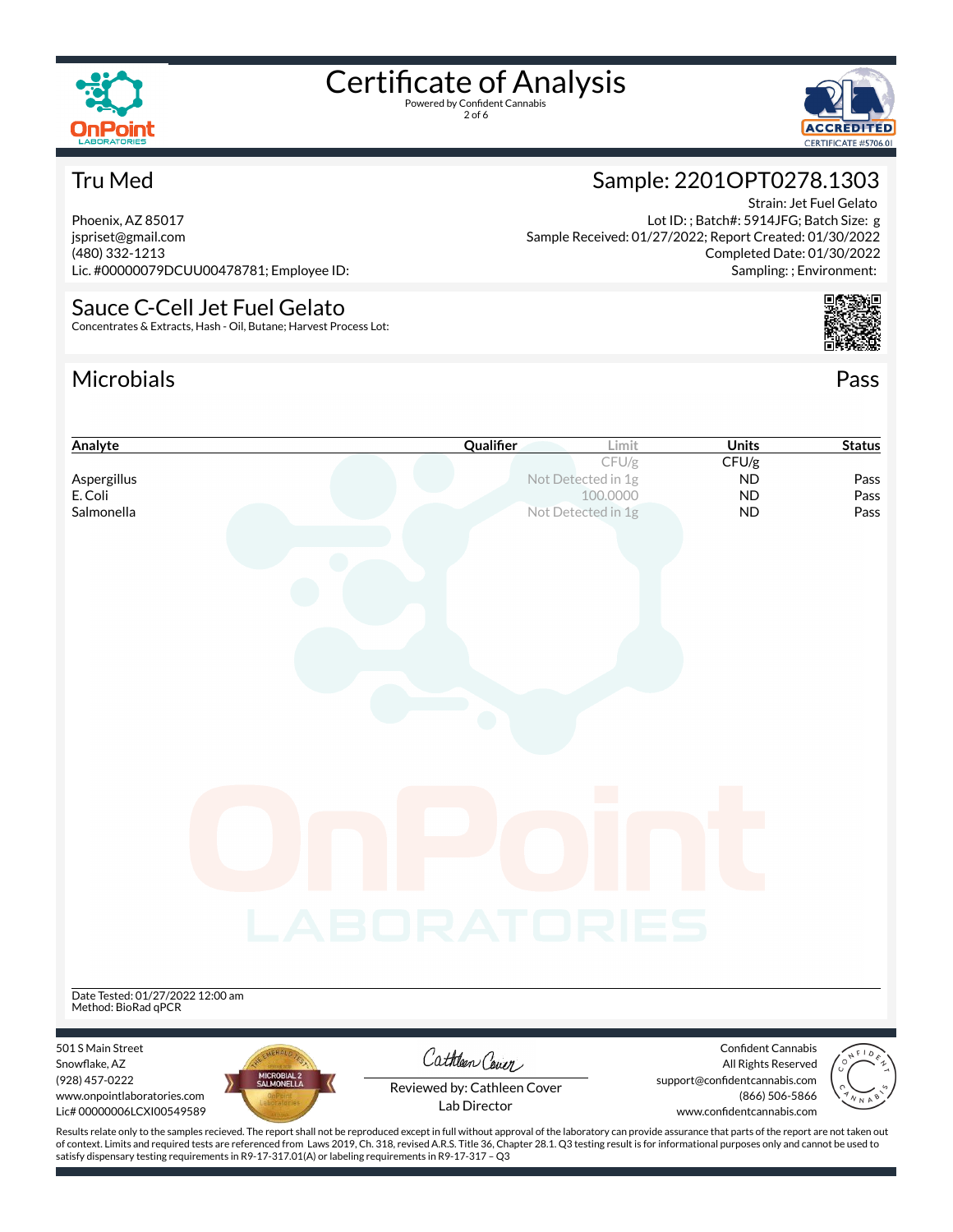# Certificate of Analysis

Powered by Confident Cannabis

## Tru Med

Phoenix, AZ 85017
jspriset@gmail.com
(480) 332-1213
Lic. #00000079DCUU00478781; Employee ID:

## Sample: 2201OPT0278.1303

Strain: Jet Fuel Gelato
Lot ID: ; Batch#: 5914JFG; Batch Size: g
Sample Received: 01/27/2022; Report Created: 01/30/2022
Completed Date: 01/30/2022
Sampling: ; Environment:

## Sauce C-Cell Jet Fuel Gelato

Concentrates & Extracts, Hash - Oil, Butane; Harvest Process Lot:

## Microbials

Pass

| Analyte | Qualifier | Limit | Units | Status |
|---|---|---|---|---|
| | | CFU/g | CFU/g | |
| Aspergillus | | Not Detected in 1g | ND | Pass |
| E. Coli | | 100.0000 | ND | Pass |
| Salmonella | | Not Detected in 1g | ND | Pass |

Date Tested: 01/27/2022 12:00 am
Method: BioRad qPCR

501 S Main Street
Snowflake, AZ
(928) 457-0222
www.onpointlaboratories.com
Lic# 00000006LCXI00549589

Reviewed by: Cathleen Cover
Lab Director

Confident Cannabis
All Rights Reserved
support@confidentcannabis.com
(866) 506-5866
www.confidentcannabis.com

Results relate only to the samples recieved. The report shall not be reproduced except in full without approval of the laboratory can provide assurance that parts of the report are not taken out of context. Limits and required tests are referenced from Laws 2019, Ch. 318, revised A.R.S. Title 36, Chapter 28.1. Q3 testing result is for informational purposes only and cannot be used to satisfy dispensary testing requirements in R9-17-317.01(A) or labeling requirements in R9-17-317 – Q3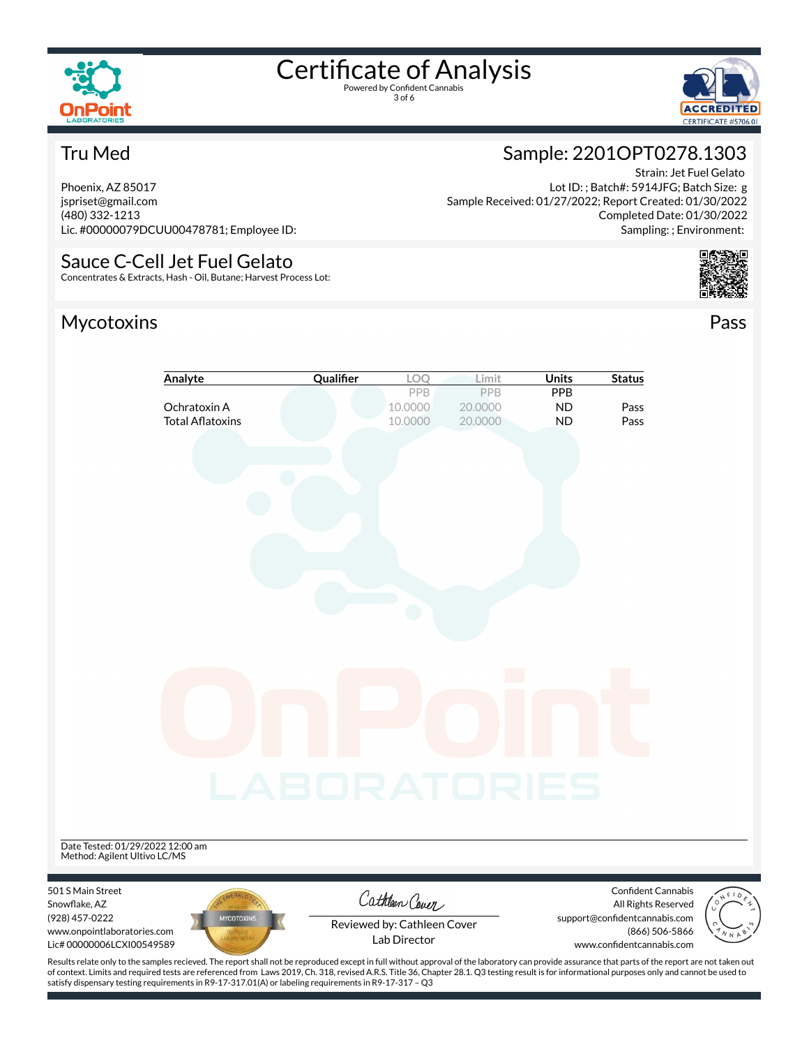# Certificate of Analysis

Powered by Confident Cannabis

## Tru Med

Phoenix, AZ 85017
jspriset@gmail.com
(480) 332-1213
Lic. #00000079DCUU00478781; Employee ID:

## Sample: 2201OPT0278.1303

Strain: Jet Fuel Gelato
Lot ID: ; Batch#: 5914JFG; Batch Size: g
Sample Received: 01/27/2022; Report Created: 01/30/2022
Completed Date: 01/30/2022
Sampling: ; Environment:

## Sauce C-Cell Jet Fuel Gelato

Concentrates & Extracts, Hash - Oil, Butane; Harvest Process Lot:

## Mycotoxins

Pass

| Analyte | Qualifier | LOQ | Limit | Units | Status |
|---|---|---|---|---|---|
| | | PPB | PPB | PPB | |
| Ochratoxin A | | 10.0000 | 20.0000 | ND | Pass |
| Total Aflatoxins | | 10.0000 | 20.0000 | ND | Pass |

Date Tested: 01/29/2022 12:00 am
Method: Agilent Ultivo LC/MS

501 S Main Street
Snowflake, AZ
(928) 457-0222
www.onpointlaboratories.com
Lic# 00000006LCXI00549589

Reviewed by: Cathleen Cover
Lab Director

Confident Cannabis
All Rights Reserved
support@confidentcannabis.com
(866) 506-5866
www.confidentcannabis.com

Results relate only to the samples recieved. The report shall not be reproduced except in full without approval of the laboratory can provide assurance that parts of the report are not taken out of context. Limits and required tests are referenced from Laws 2019, Ch. 318, revised A.R.S. Title 36, Chapter 28.1. Q3 testing result is for informational purposes only and cannot be used to satisfy dispensary testing requirements in R9-17-317.01(A) or labeling requirements in R9-17-317 – Q3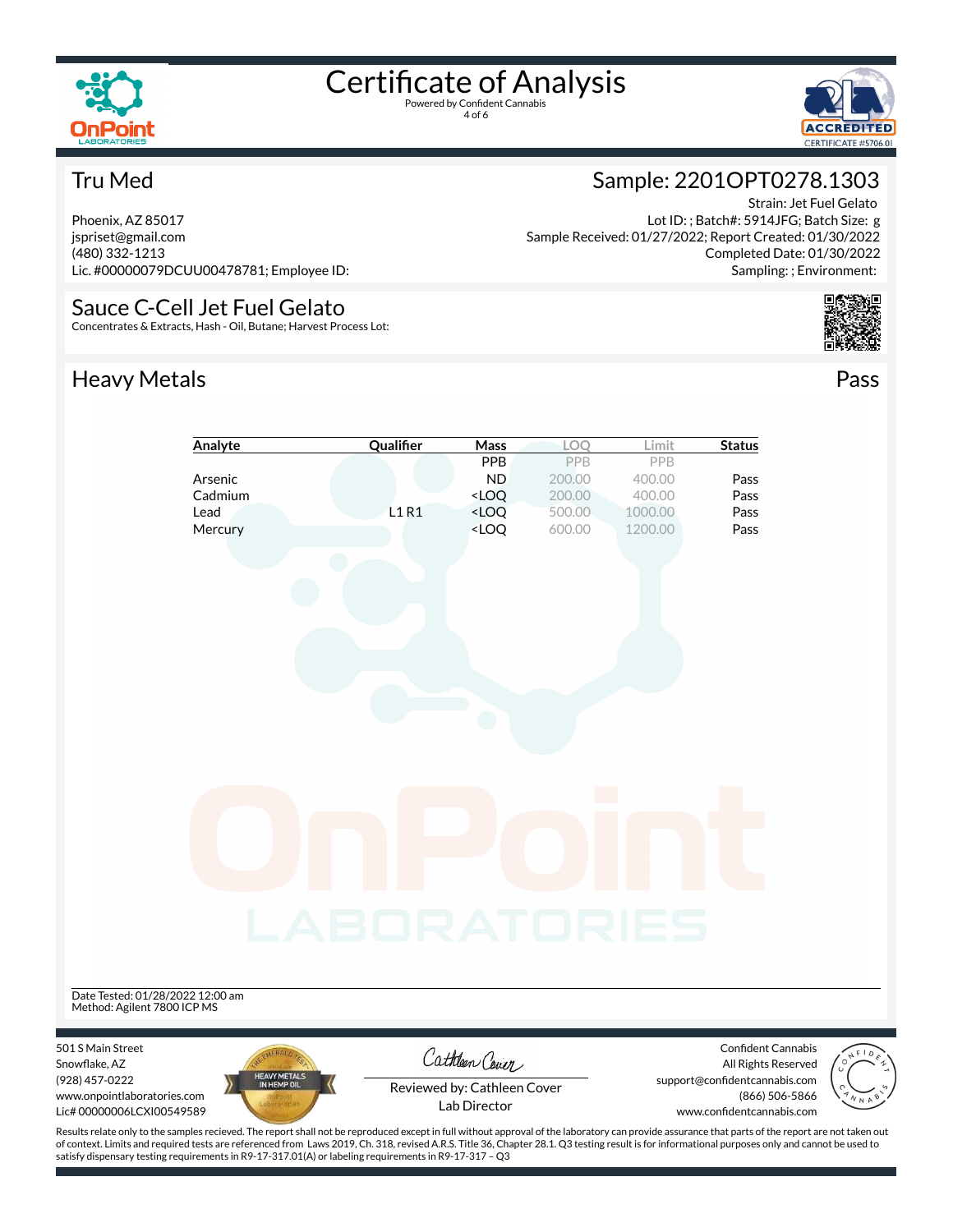# Certificate of Analysis

Powered by Confident Cannabis

ACCREDITED CERTIFICATE #5706.01

## Tru Med

Phoenix, AZ 85017
jspriset@gmail.com
(480) 332-1213
Lic. #00000079DCUU00478781; Employee ID:

## Sample: 2201OPT0278.1303

Strain: Jet Fuel Gelato
Lot ID: ; Batch#: 5914JFG; Batch Size: g
Sample Received: 01/27/2022; Report Created: 01/30/2022
Completed Date: 01/30/2022
Sampling: ; Environment:

## Sauce C-Cell Jet Fuel Gelato

Concentrates & Extracts, Hash - Oil, Butane; Harvest Process Lot:

## Heavy Metals

Pass

| Analyte | Qualifier | Mass | LOQ | Limit | Status |
|---|---|---|---|---|---|
| | | PPB | PPB | PPB | |
| Arsenic | | ND | 200.00 | 400.00 | Pass |
| Cadmium | | <LOQ | 200.00 | 400.00 | Pass |
| Lead | L1 R1 | <LOQ | 500.00 | 1000.00 | Pass |
| Mercury | | <LOQ | 600.00 | 1200.00 | Pass |

Date Tested: 01/28/2022 12:00 am
Method: Agilent 7800 ICP MS

501 S Main Street
Snowflake, AZ
(928) 457-0222
www.onpointlaboratories.com
Lic# 00000006LCXI00549589

Reviewed by: Cathleen Cover
Lab Director

Confident Cannabis
All Rights Reserved
support@confidentcannabis.com
(866) 506-5866
www.confidentcannabis.com

Results relate only to the samples recieved. The report shall not be reproduced except in full without approval of the laboratory can provide assurance that parts of the report are not taken out of context. Limits and required tests are referenced from Laws 2019, Ch. 318, revised A.R.S. Title 36, Chapter 28.1. Q3 testing result is for informational purposes only and cannot be used to satisfy dispensary testing requirements in R9-17-317.01(A) or labeling requirements in R9-17-317 – Q3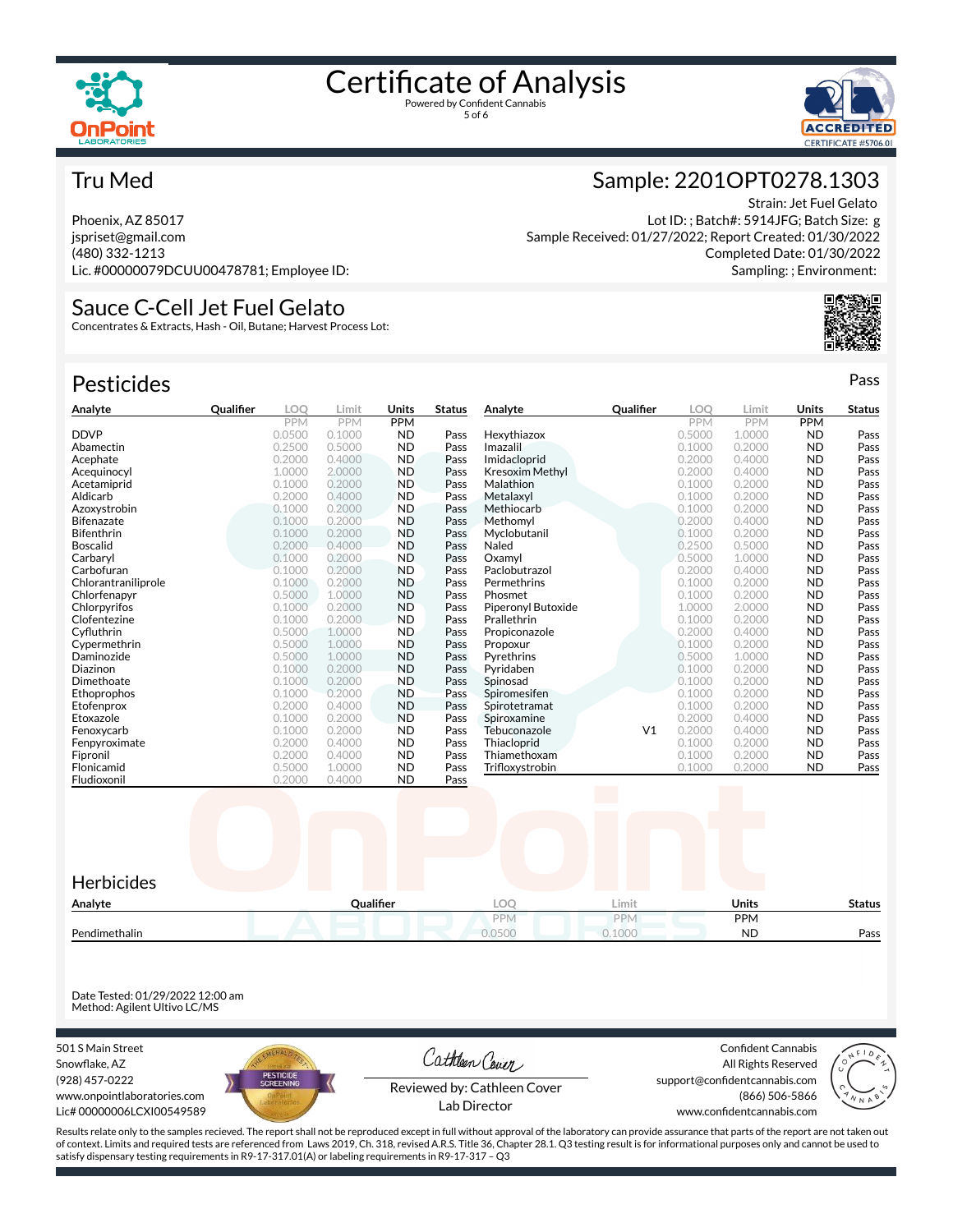# Certificate of Analysis

Powered by Confident Cannabis

## Tru Med

Phoenix, AZ 85017
jspriset@gmail.com
(480) 332-1213
Lic. #00000079DCUU00478781; Employee ID:

## Sample: 2201OPT0278.1303

Strain: Jet Fuel Gelato
Lot ID: ; Batch#: 5914JFG; Batch Size: g
Sample Received: 01/27/2022; Report Created: 01/30/2022
Completed Date: 01/30/2022
Sampling: ; Environment:

## Sauce C-Cell Jet Fuel Gelato

Concentrates & Extracts, Hash - Oil, Butane; Harvest Process Lot:

## Pesticides

Pass

| Analyte | Qualifier | LOQ | Limit | Units | Status |
|---|---|---|---|---|---|
| | | PPM | PPM | PPM | |
| DDVP | | 0.0500 | 0.1000 | ND | Pass |
| Abamectin | | 0.2500 | 0.5000 | ND | Pass |
| Acephate | | 0.2000 | 0.4000 | ND | Pass |
| Acequinocyl | | 1.0000 | 2.0000 | ND | Pass |
| Acetamiprid | | 0.1000 | 0.2000 | ND | Pass |
| Aldicarb | | 0.2000 | 0.4000 | ND | Pass |
| Azoxystrobin | | 0.1000 | 0.2000 | ND | Pass |
| Bifenazate | | 0.1000 | 0.2000 | ND | Pass |
| Bifenthrin | | 0.1000 | 0.2000 | ND | Pass |
| Boscalid | | 0.2000 | 0.4000 | ND | Pass |
| Carbaryl | | 0.1000 | 0.2000 | ND | Pass |
| Carbofuran | | 0.1000 | 0.2000 | ND | Pass |
| Chlorantraniliprole | | 0.1000 | 0.2000 | ND | Pass |
| Chlorfenapyr | | 0.5000 | 1.0000 | ND | Pass |
| Chlorpyrifos | | 0.1000 | 0.2000 | ND | Pass |
| Clofentezine | | 0.1000 | 0.2000 | ND | Pass |
| Cyfluthrin | | 0.5000 | 1.0000 | ND | Pass |
| Cypermethrin | | 0.5000 | 1.0000 | ND | Pass |
| Daminozide | | 0.5000 | 1.0000 | ND | Pass |
| Diazinon | | 0.1000 | 0.2000 | ND | Pass |
| Dimethoate | | 0.1000 | 0.2000 | ND | Pass |
| Ethoprophos | | 0.1000 | 0.2000 | ND | Pass |
| Etofenprox | | 0.2000 | 0.4000 | ND | Pass |
| Etoxazole | | 0.1000 | 0.2000 | ND | Pass |
| Fenoxycarb | | 0.1000 | 0.2000 | ND | Pass |
| Fenpyroximate | | 0.2000 | 0.4000 | ND | Pass |
| Fipronil | | 0.2000 | 0.4000 | ND | Pass |
| Flonicamid | | 0.5000 | 1.0000 | ND | Pass |
| Fludioxonil | | 0.2000 | 0.4000 | ND | Pass |
| Hexythiazox | | 0.5000 | 1.0000 | ND | Pass |
| Imazalil | | 0.1000 | 0.2000 | ND | Pass |
| Imidacloprid | | 0.2000 | 0.4000 | ND | Pass |
| Kresoxim Methyl | | 0.2000 | 0.4000 | ND | Pass |
| Malathion | | 0.1000 | 0.2000 | ND | Pass |
| Metalaxyl | | 0.1000 | 0.2000 | ND | Pass |
| Methiocarb | | 0.1000 | 0.2000 | ND | Pass |
| Methomyl | | 0.2000 | 0.4000 | ND | Pass |
| Myclobutanil | | 0.1000 | 0.2000 | ND | Pass |
| Naled | | 0.2500 | 0.5000 | ND | Pass |
| Oxamyl | | 0.5000 | 1.0000 | ND | Pass |
| Paclobutrazol | | 0.2000 | 0.4000 | ND | Pass |
| Permethrins | | 0.1000 | 0.2000 | ND | Pass |
| Phosmet | | 0.1000 | 0.2000 | ND | Pass |
| Piperonyl Butoxide | | 1.0000 | 2.0000 | ND | Pass |
| Prallethrin | | 0.1000 | 0.2000 | ND | Pass |
| Propiconazole | | 0.2000 | 0.4000 | ND | Pass |
| Propoxur | | 0.1000 | 0.2000 | ND | Pass |
| Pyrethrins | | 0.5000 | 1.0000 | ND | Pass |
| Pyridaben | | 0.1000 | 0.2000 | ND | Pass |
| Spinosad | | 0.1000 | 0.2000 | ND | Pass |
| Spiromesifen | | 0.1000 | 0.2000 | ND | Pass |
| Spirotetramat | | 0.1000 | 0.2000 | ND | Pass |
| Spiroxamine | | 0.2000 | 0.4000 | ND | Pass |
| Tebuconazole | V1 | 0.2000 | 0.4000 | ND | Pass |
| Thiacloprid | | 0.1000 | 0.2000 | ND | Pass |
| Thiamethoxam | | 0.1000 | 0.2000 | ND | Pass |
| Trifloxystrobin | | 0.1000 | 0.2000 | ND | Pass |

## Herbicides

| Analyte | Qualifier | LOQ | Limit | Units | Status |
|---|---|---|---|---|---|
| | | PPM | PPM | PPM | |
| Pendimethalin | | 0.0500 | 0.1000 | ND | Pass |

Date Tested: 01/29/2022 12:00 am
Method: Agilent Ultivo LC/MS

501 S Main Street
Snowflake, AZ
(928) 457-0222
www.onpointlaboratories.com
Lic# 00000006LCXI00549589

Reviewed by: Cathleen Cover
Lab Director

Confident Cannabis
All Rights Reserved
support@confidentcannabis.com
(866) 506-5866
www.confidentcannabis.com

Results relate only to the samples recieved. The report shall not be reproduced except in full without approval of the laboratory can provide assurance that parts of the report are not taken out of context. Limits and required tests are referenced from Laws 2019, Ch. 318, revised A.R.S. Title 36, Chapter 28.1. Q3 testing result is for informational purposes only and cannot be used to satisfy dispensary testing requirements in R9-17-317.01(A) or labeling requirements in R9-17-317 – Q3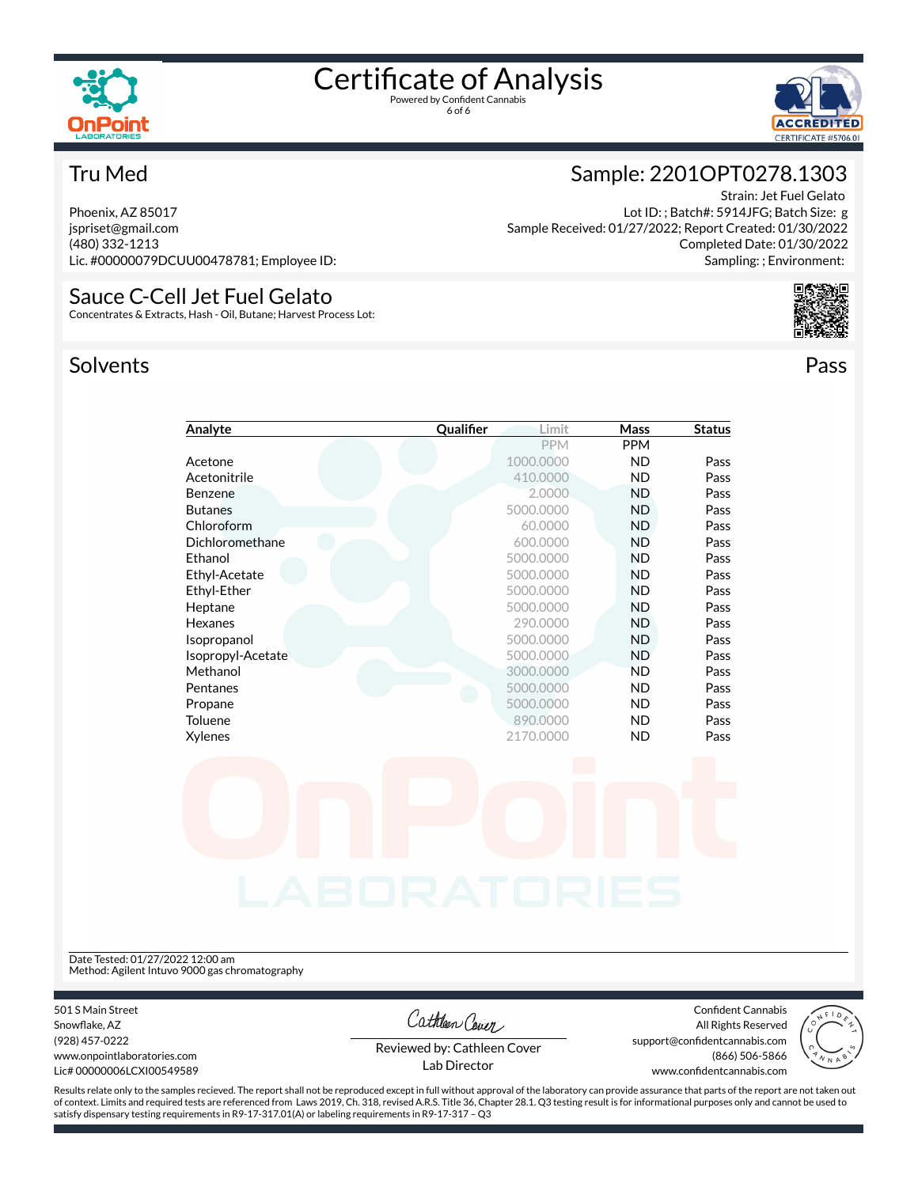# Certificate of Analysis

Powered by Confident Cannabis

## Tru Med

Phoenix, AZ 85017
jspriset@gmail.com
(480) 332-1213
Lic. #00000079DCUU00478781; Employee ID:

## Sample: 2201OPT0278.1303

Strain: Jet Fuel Gelato
Lot ID: ; Batch#: 5914JFG; Batch Size: g
Sample Received: 01/27/2022; Report Created: 01/30/2022
Completed Date: 01/30/2022
Sampling: ; Environment:

## Sauce C-Cell Jet Fuel Gelato

Concentrates & Extracts, Hash - Oil, Butane; Harvest Process Lot:

## Solvents

Pass

| Analyte | Qualifier | Limit | Mass | Status |
|---|---|---|---|---|
| | | PPM | PPM | |
| Acetone | | 1000.0000 | ND | Pass |
| Acetonitrile | | 410.0000 | ND | Pass |
| Benzene | | 2.0000 | ND | Pass |
| Butanes | | 5000.0000 | ND | Pass |
| Chloroform | | 60.0000 | ND | Pass |
| Dichloromethane | | 600.0000 | ND | Pass |
| Ethanol | | 5000.0000 | ND | Pass |
| Ethyl-Acetate | | 5000.0000 | ND | Pass |
| Ethyl-Ether | | 5000.0000 | ND | Pass |
| Heptane | | 5000.0000 | ND | Pass |
| Hexanes | | 290.0000 | ND | Pass |
| Isopropanol | | 5000.0000 | ND | Pass |
| Isopropyl-Acetate | | 5000.0000 | ND | Pass |
| Methanol | | 3000.0000 | ND | Pass |
| Pentanes | | 5000.0000 | ND | Pass |
| Propane | | 5000.0000 | ND | Pass |
| Toluene | | 890.0000 | ND | Pass |
| Xylenes | | 2170.0000 | ND | Pass |

Date Tested: 01/27/2022 12:00 am
Method: Agilent Intuvo 9000 gas chromatography

501 S Main Street
Snowflake, AZ
(928) 457-0222
www.onpointlaboratories.com
Lic# 00000006LCXI00549589

Reviewed by: Cathleen Cover
Lab Director

Confident Cannabis
All Rights Reserved
support@confidentcannabis.com
(866) 506-5866
www.confidentcannabis.com

Results relate only to the samples recieved. The report shall not be reproduced except in full without approval of the laboratory can provide assurance that parts of the report are not taken out of context. Limits and required tests are referenced from Laws 2019, Ch. 318, revised A.R.S. Title 36, Chapter 28.1. Q3 testing result is for informational purposes only and cannot be used to satisfy dispensary testing requirements in R9-17-317.01(A) or labeling requirements in R9-17-317 – Q3